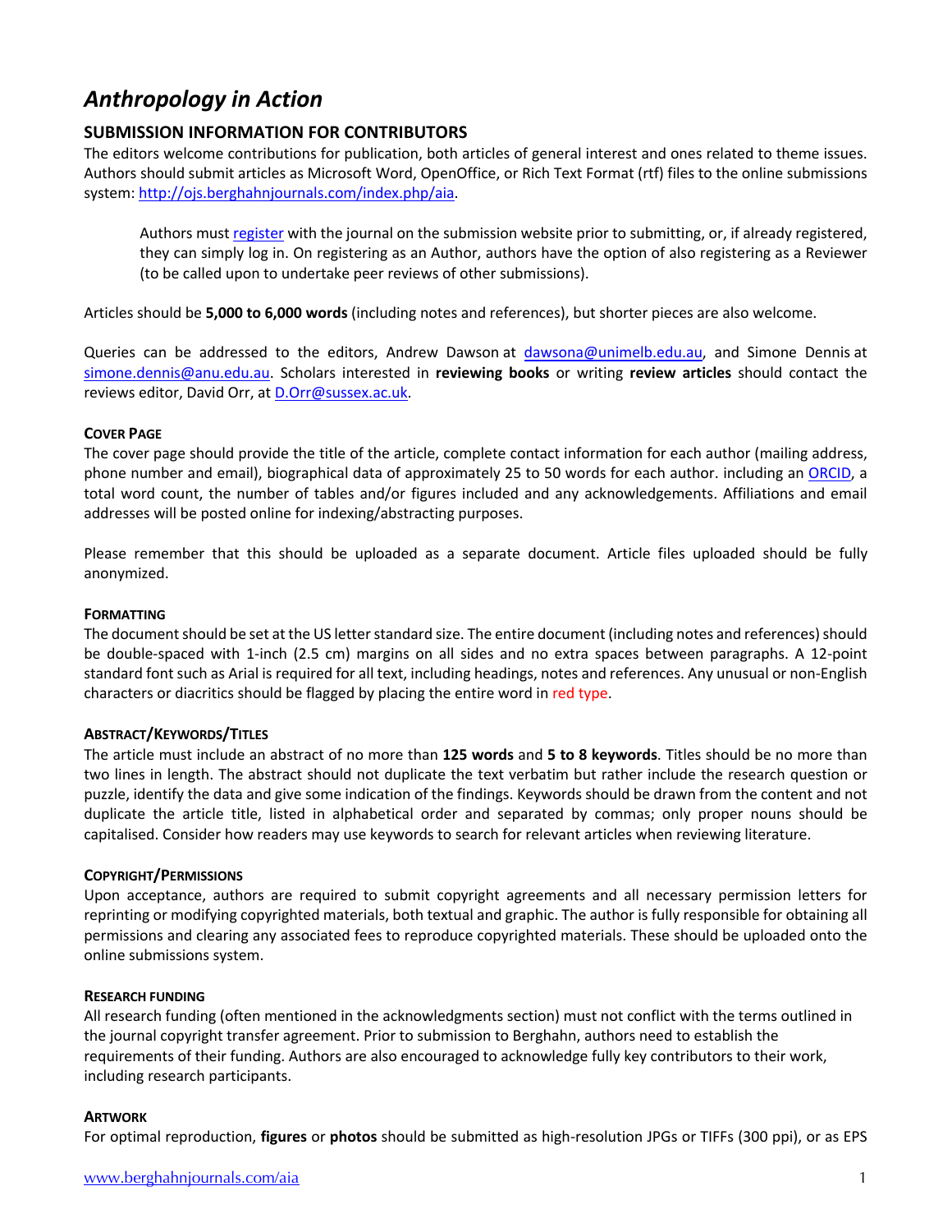# *Anthropology in Action*

## SUBMISSION INFORMATION FOR CONTRIBUTORS

The editors welcome contributions for publication, both articles of general interest and ones related to theme issues. Authors should submit articles as Microsoft Word, OpenOffice, or Rich Text Format (rtf) files to the online submissions system: http://ojs.berghahnjournals.com/index.php/aia.

> Authors must register with the journal on the submission website prior to submitting, or, if already registered, they can simply log in. On registering as an Author, authors have the option of also registering as a Reviewer (to be called upon to undertake peer reviews of other submissions).

Articles should be **5,000 to 6,000 words** (including notes and references), but shorter pieces are also welcome.

Queries can be addressed to the editors, Andrew Dawson at dawsona@unimelb.edu.au, and Simone Dennis at simone.dennis@anu.edu.au. Scholars interested in **reviewing books** or writing **review articles** should contact the reviews editor, David Orr, at D.Orr@sussex.ac.uk.

### COVER PAGE

The cover page should provide the title of the article, complete contact information for each author (mailing address, phone number and email), biographical data of approximately 25 to 50 words for each author. including an ORCID, a total word count, the number of tables and/or figures included and any acknowledgements. Affiliations and email addresses will be posted online for indexing/abstracting purposes.

Please remember that this should be uploaded as a separate document. Article files uploaded should be fully anonymized.

### FORMATTING

The document should be set at the US letter standard size. The entire document (including notes and references) should be double-spaced with 1-inch (2.5 cm) margins on all sides and no extra spaces between paragraphs. A 12-point standard font such as Arial is required for all text, including headings, notes and references. Any unusual or non-English characters or diacritics should be flagged by placing the entire word in red type.

### ABSTRACT/KEYWORDS/TITLES

The article must include an abstract of no more than **125 words** and **5 to 8 keywords**. Titles should be no more than two lines in length. The abstract should not duplicate the text verbatim but rather include the research question or puzzle, identify the data and give some indication of the findings. Keywords should be drawn from the content and not duplicate the article title, listed in alphabetical order and separated by commas; only proper nouns should be capitalised. Consider how readers may use keywords to search for relevant articles when reviewing literature.

### COPYRIGHT/PERMISSIONS

Upon acceptance, authors are required to submit copyright agreements and all necessary permission letters for reprinting or modifying copyrighted materials, both textual and graphic. The author is fully responsible for obtaining all permissions and clearing any associated fees to reproduce copyrighted materials. These should be uploaded onto the online submissions system.

### RESEARCH FUNDING

All research funding (often mentioned in the acknowledgments section) must not conflict with the terms outlined in the journal copyright transfer agreement. Prior to submission to Berghahn, authors need to establish the requirements of their funding. Authors are also encouraged to acknowledge fully key contributors to their work, including research participants.

### ARTWORK

For optimal reproduction, **figures** or **photos** should be submitted as high-resolution JPGs or TIFFs (300 ppi), or as EPS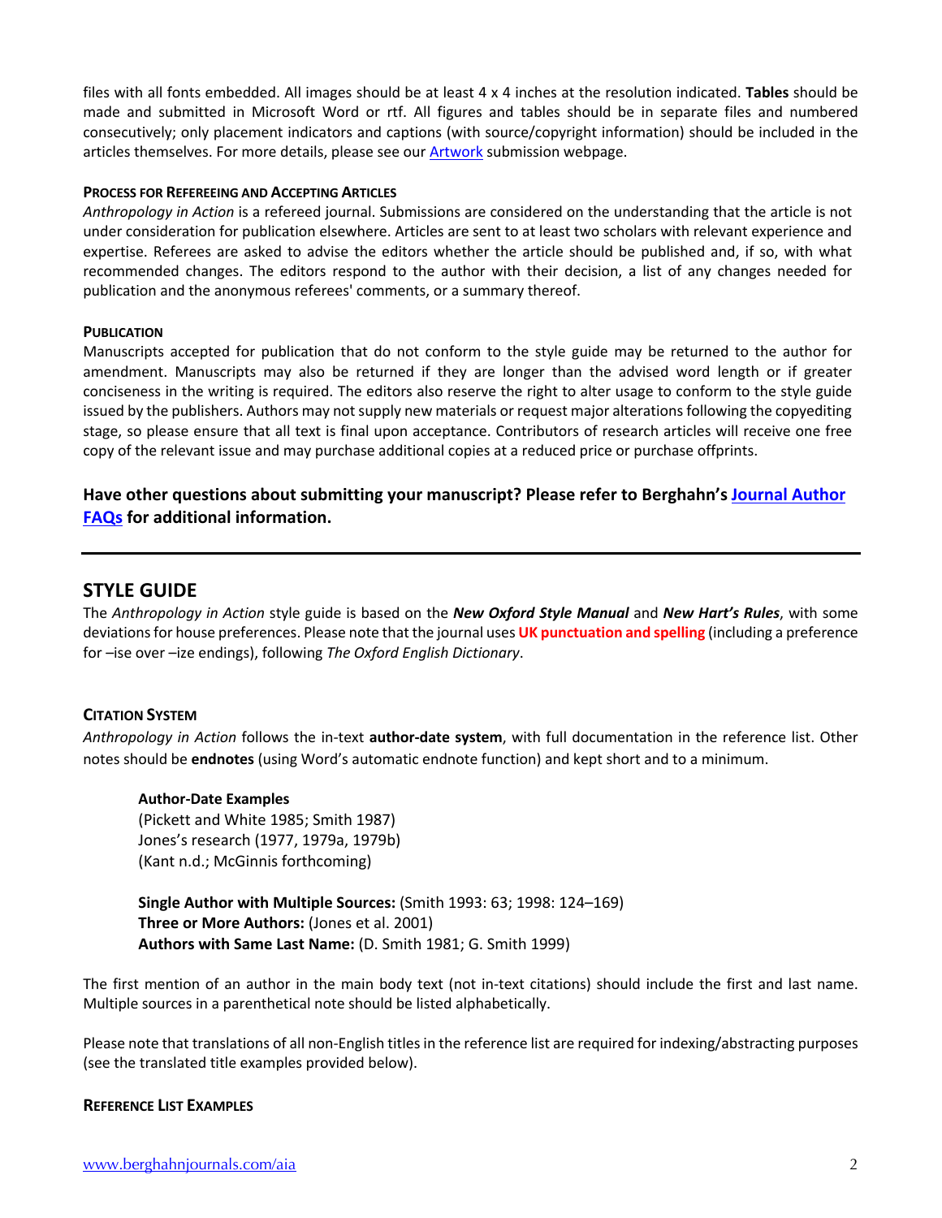files with all fonts embedded. All images should be at least 4 x 4 inches at the resolution indicated. **Tables** should be made and submitted in Microsoft Word or rtf. All figures and tables should be in separate files and numbered consecutively; only placement indicators and captions (with source/copyright information) should be included in the articles themselves. For more details, please see our [Artwork](#) submission webpage.

#### PROCESS FOR REFEREEING AND ACCEPTING ARTICLES

*Anthropology in Action* is a refereed journal. Submissions are considered on the understanding that the article is not under consideration for publication elsewhere. Articles are sent to at least two scholars with relevant experience and expertise. Referees are asked to advise the editors whether the article should be published and, if so, with what recommended changes. The editors respond to the author with their decision, a list of any changes needed for publication and the anonymous referees' comments, or a summary thereof.

#### PUBLICATION

Manuscripts accepted for publication that do not conform to the style guide may be returned to the author for amendment. Manuscripts may also be returned if they are longer than the advised word length or if greater conciseness in the writing is required. The editors also reserve the right to alter usage to conform to the style guide issued by the publishers. Authors may not supply new materials or request major alterations following the copyediting stage, so please ensure that all text is final upon acceptance. Contributors of research articles will receive one free copy of the relevant issue and may purchase additional copies at a reduced price or purchase offprints.

**Have other questions about submitting your manuscript? Please refer to Berghahn's [Journal Author FAQs](#) for additional information.**

---

## STYLE GUIDE

The *Anthropology in Action* style guide is based on the ***New Oxford Style Manual*** and ***New Hart's Rules***, with some deviations for house preferences. Please note that the journal uses **UK punctuation and spelling** (including a preference for –ise over –ize endings), following *The Oxford English Dictionary*.

#### CITATION SYSTEM

*Anthropology in Action* follows the in-text **author-date system**, with full documentation in the reference list. Other notes should be **endnotes** (using Word's automatic endnote function) and kept short and to a minimum.

> **Author-Date Examples**
> (Pickett and White 1985; Smith 1987)
> Jones's research (1977, 1979a, 1979b)
> (Kant n.d.; McGinnis forthcoming)
>
> **Single Author with Multiple Sources:** (Smith 1993: 63; 1998: 124–169)
> **Three or More Authors:** (Jones et al. 2001)
> **Authors with Same Last Name:** (D. Smith 1981; G. Smith 1999)

The first mention of an author in the main body text (not in-text citations) should include the first and last name. Multiple sources in a parenthetical note should be listed alphabetically.

Please note that translations of all non-English titles in the reference list are required for indexing/abstracting purposes (see the translated title examples provided below).

#### REFERENCE LIST EXAMPLES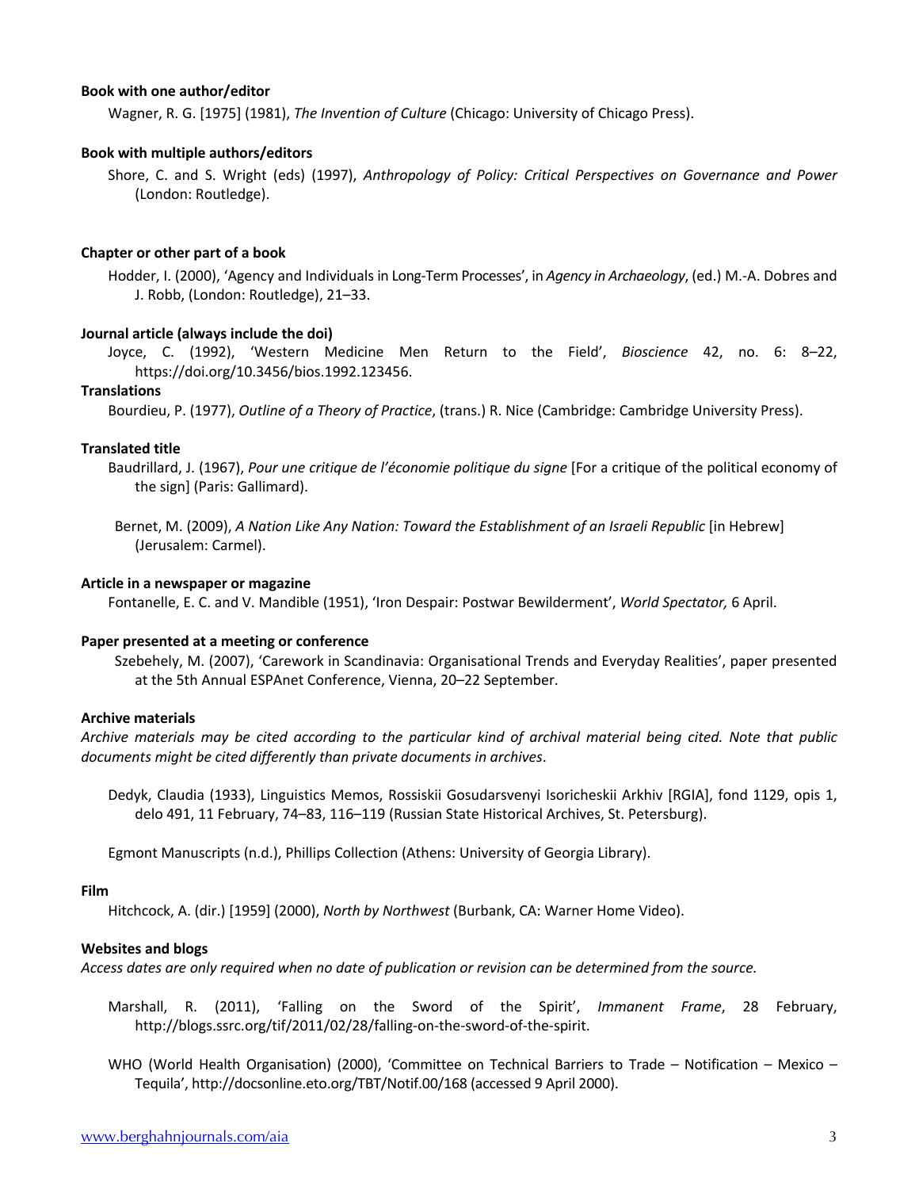**Book with one author/editor**

Wagner, R. G. [1975] (1981), *The Invention of Culture* (Chicago: University of Chicago Press).

**Book with multiple authors/editors**

Shore, C. and S. Wright (eds) (1997), *Anthropology of Policy: Critical Perspectives on Governance and Power* (London: Routledge).

**Chapter or other part of a book**

Hodder, I. (2000), 'Agency and Individuals in Long-Term Processes', in *Agency in Archaeology*, (ed.) M.-A. Dobres and J. Robb, (London: Routledge), 21–33.

**Journal article (always include the doi)**

Joyce, C. (1992), 'Western Medicine Men Return to the Field', *Bioscience* 42, no. 6: 8–22, https://doi.org/10.3456/bios.1992.123456.

**Translations**

Bourdieu, P. (1977), *Outline of a Theory of Practice*, (trans.) R. Nice (Cambridge: Cambridge University Press).

**Translated title**

Baudrillard, J. (1967), *Pour une critique de l'économie politique du signe* [For a critique of the political economy of the sign] (Paris: Gallimard).

Bernet, M. (2009), *A Nation Like Any Nation: Toward the Establishment of an Israeli Republic* [in Hebrew] (Jerusalem: Carmel).

**Article in a newspaper or magazine**

Fontanelle, E. C. and V. Mandible (1951), 'Iron Despair: Postwar Bewilderment', *World Spectator,* 6 April.

**Paper presented at a meeting or conference**

Szebehely, M. (2007), 'Carework in Scandinavia: Organisational Trends and Everyday Realities', paper presented at the 5th Annual ESPAnet Conference, Vienna, 20–22 September.

**Archive materials**

*Archive materials may be cited according to the particular kind of archival material being cited. Note that public documents might be cited differently than private documents in archives*.

Dedyk, Claudia (1933), Linguistics Memos, Rossiskii Gosudarsvenyi Isoricheskii Arkhiv [RGIA], fond 1129, opis 1, delo 491, 11 February, 74–83, 116–119 (Russian State Historical Archives, St. Petersburg).

Egmont Manuscripts (n.d.), Phillips Collection (Athens: University of Georgia Library).

**Film**

Hitchcock, A. (dir.) [1959] (2000), *North by Northwest* (Burbank, CA: Warner Home Video).

**Websites and blogs**

*Access dates are only required when no date of publication or revision can be determined from the source.*

Marshall, R. (2011), 'Falling on the Sword of the Spirit', *Immanent Frame*, 28 February, http://blogs.ssrc.org/tif/2011/02/28/falling-on-the-sword-of-the-spirit.

WHO (World Health Organisation) (2000), 'Committee on Technical Barriers to Trade – Notification – Mexico – Tequila', http://docsonline.eto.org/TBT/Notif.00/168 (accessed 9 April 2000).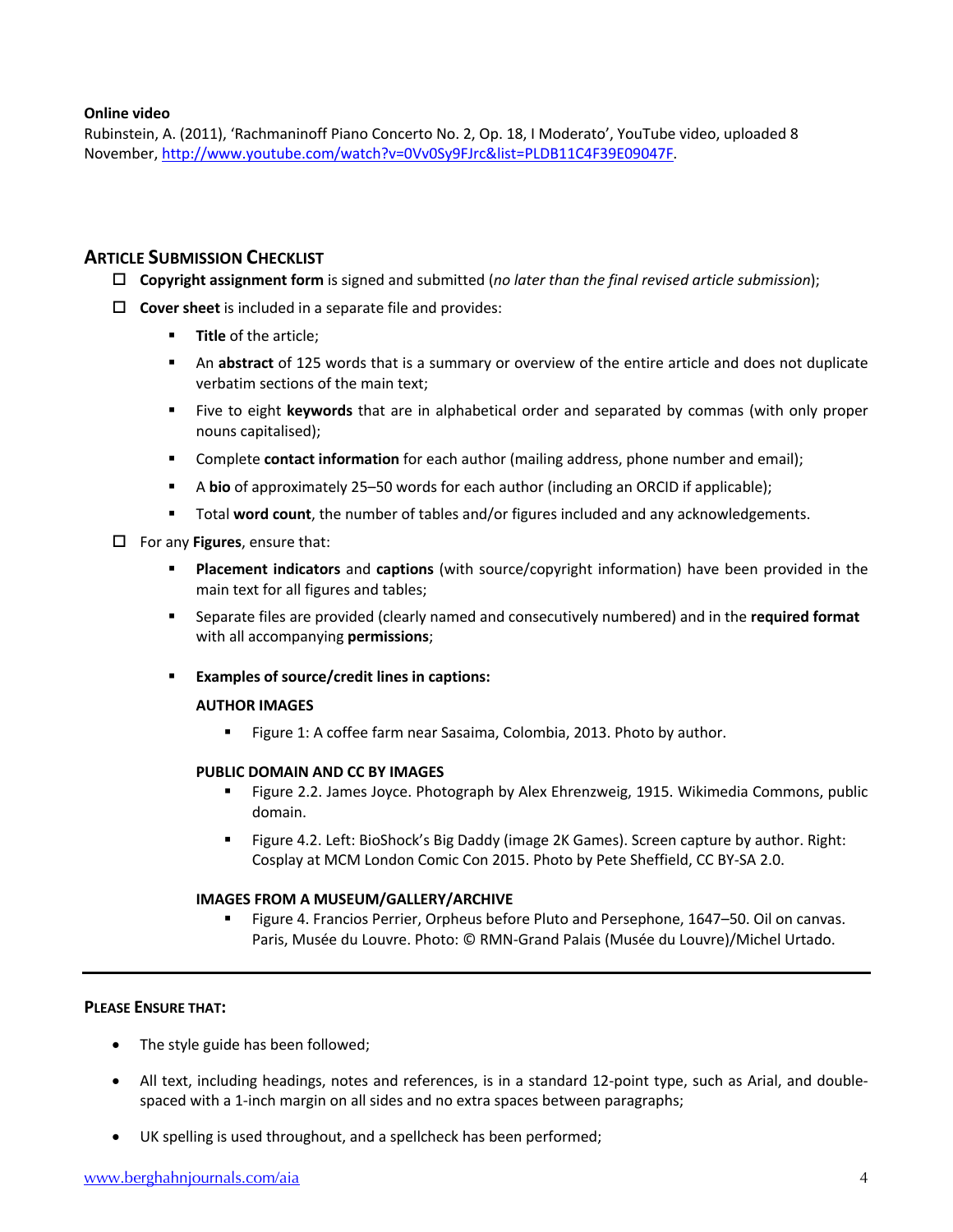**Online video**

Rubinstein, A. (2011), 'Rachmaninoff Piano Concerto No. 2, Op. 18, I Moderato', YouTube video, uploaded 8 November, http://www.youtube.com/watch?v=0Vv0Sy9FJrc&list=PLDB11C4F39E09047F.

## ARTICLE SUBMISSION CHECKLIST

- ☐ **Copyright assignment form** is signed and submitted (*no later than the final revised article submission*);
- ☐ **Cover sheet** is included in a separate file and provides:
  - **Title** of the article;
  - An **abstract** of 125 words that is a summary or overview of the entire article and does not duplicate verbatim sections of the main text;
  - Five to eight **keywords** that are in alphabetical order and separated by commas (with only proper nouns capitalised);
  - Complete **contact information** for each author (mailing address, phone number and email);
  - A **bio** of approximately 25–50 words for each author (including an ORCID if applicable);
  - Total **word count**, the number of tables and/or figures included and any acknowledgements.
- ☐ For any **Figures**, ensure that:
  - **Placement indicators** and **captions** (with source/copyright information) have been provided in the main text for all figures and tables;
  - Separate files are provided (clearly named and consecutively numbered) and in the **required format** with all accompanying **permissions**;
  - **Examples of source/credit lines in captions:**

    **AUTHOR IMAGES**

    - Figure 1: A coffee farm near Sasaima, Colombia, 2013. Photo by author.

    **PUBLIC DOMAIN AND CC BY IMAGES**

    - Figure 2.2. James Joyce. Photograph by Alex Ehrenzweig, 1915. Wikimedia Commons, public domain.
    - Figure 4.2. Left: BioShock's Big Daddy (image 2K Games). Screen capture by author. Right: Cosplay at MCM London Comic Con 2015. Photo by Pete Sheffield, CC BY-SA 2.0.

    **IMAGES FROM A MUSEUM/GALLERY/ARCHIVE**

    - Figure 4. Francios Perrier, Orpheus before Pluto and Persephone, 1647–50. Oil on canvas. Paris, Musée du Louvre. Photo: © RMN-Grand Palais (Musée du Louvre)/Michel Urtado.

---

**PLEASE ENSURE THAT:**

- The style guide has been followed;
- All text, including headings, notes and references, is in a standard 12-point type, such as Arial, and double-spaced with a 1-inch margin on all sides and no extra spaces between paragraphs;
- UK spelling is used throughout, and a spellcheck has been performed;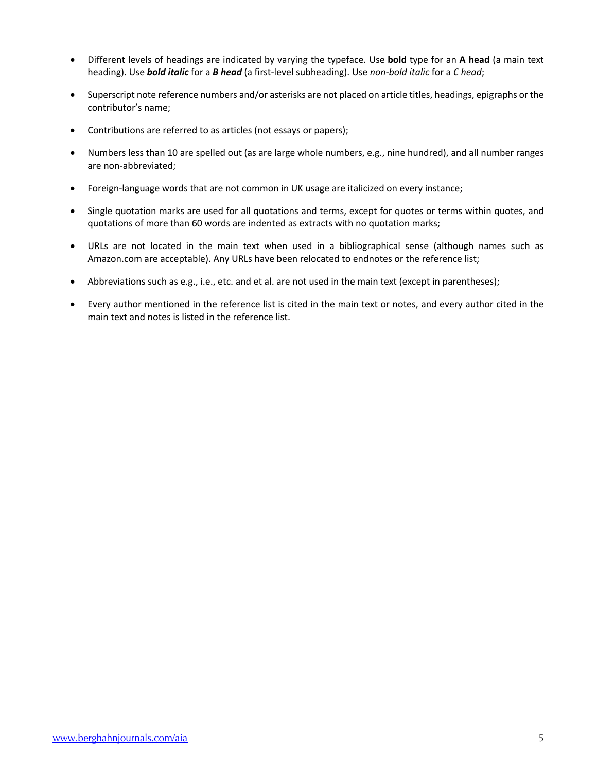- Different levels of headings are indicated by varying the typeface. Use **bold** type for an **A head** (a main text heading). Use ***bold italic*** for a ***B head*** (a first-level subheading). Use *non-bold italic* for a *C head*;

- Superscript note reference numbers and/or asterisks are not placed on article titles, headings, epigraphs or the contributor's name;

- Contributions are referred to as articles (not essays or papers);

- Numbers less than 10 are spelled out (as are large whole numbers, e.g., nine hundred), and all number ranges are non-abbreviated;

- Foreign-language words that are not common in UK usage are italicized on every instance;

- Single quotation marks are used for all quotations and terms, except for quotes or terms within quotes, and quotations of more than 60 words are indented as extracts with no quotation marks;

- URLs are not located in the main text when used in a bibliographical sense (although names such as Amazon.com are acceptable). Any URLs have been relocated to endnotes or the reference list;

- Abbreviations such as e.g., i.e., etc. and et al. are not used in the main text (except in parentheses);

- Every author mentioned in the reference list is cited in the main text or notes, and every author cited in the main text and notes is listed in the reference list.